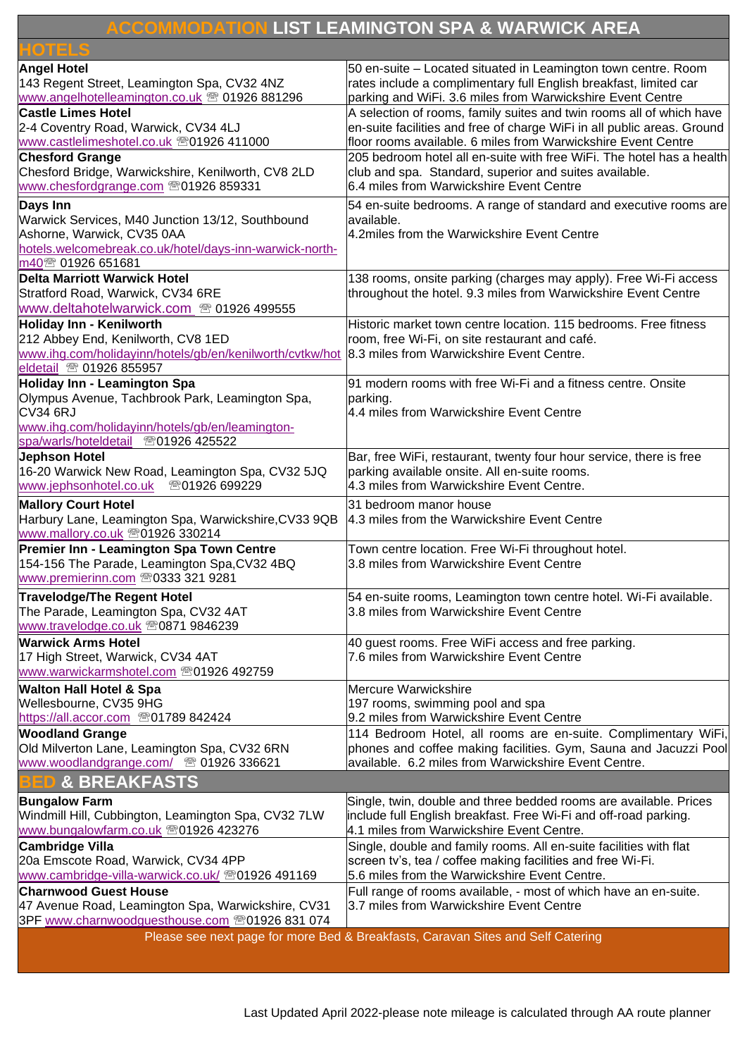# ACCOMMODATION LIST LEAMINGTON SPA & WARWICK AREA

## HOTELS

| | |
|---|---|
| **Angel Hotel**<br>143 Regent Street, Leamington Spa, CV32 4NZ<br>www.angelhotelleamington.co.uk ☏ 01926 881296 | 50 en-suite – Located situated in Leamington town centre. Room rates include a complimentary full English breakfast, limited car parking and WiFi. 3.6 miles from Warwickshire Event Centre |
| **Castle Limes Hotel**<br>2-4 Coventry Road, Warwick, CV34 4LJ<br>www.castlelimeshotel.co.uk ☏01926 411000 | A selection of rooms, family suites and twin rooms all of which have en-suite facilities and free of charge WiFi in all public areas. Ground floor rooms available. 6 miles from Warwickshire Event Centre |
| **Chesford Grange**<br>Chesford Bridge, Warwickshire, Kenilworth, CV8 2LD<br>www.chesfordgrange.com ☏01926 859331 | 205 bedroom hotel all en-suite with free WiFi. The hotel has a health club and spa. Standard, superior and suites available.<br>6.4 miles from Warwickshire Event Centre |
| **Days Inn**<br>Warwick Services, M40 Junction 13/12, Southbound Ashorne, Warwick, CV35 0AA<br>hotels.welcomebreak.co.uk/hotel/days-inn-warwick-north-m40☏ 01926 651681 | 54 en-suite bedrooms. A range of standard and executive rooms are available.<br>4.2miles from the Warwickshire Event Centre |
| **Delta Marriott Warwick Hotel**<br>Stratford Road, Warwick, CV34 6RE<br>www.deltahotelwarwick.com ☏ 01926 499555 | 138 rooms, onsite parking (charges may apply). Free Wi-Fi access throughout the hotel. 9.3 miles from Warwickshire Event Centre |
| **Holiday Inn - Kenilworth**<br>212 Abbey End, Kenilworth, CV8 1ED<br>www.ihg.com/holidayinn/hotels/gb/en/kenilworth/cvtkw/hoteldetail ☏ 01926 855957 | Historic market town centre location. 115 bedrooms. Free fitness room, free Wi-Fi, on site restaurant and café.<br>8.3 miles from Warwickshire Event Centre. |
| **Holiday Inn - Leamington Spa**<br>Olympus Avenue, Tachbrook Park, Leamington Spa, CV34 6RJ<br>www.ihg.com/holidayinn/hotels/gb/en/leamington-spa/warls/hoteldetail ☏01926 425522 | 91 modern rooms with free Wi-Fi and a fitness centre. Onsite parking.<br>4.4 miles from Warwickshire Event Centre |
| **Jephson Hotel**<br>16-20 Warwick New Road, Leamington Spa, CV32 5JQ<br>www.jephsonhotel.co.uk ☏01926 699229 | Bar, free WiFi, restaurant, twenty four hour service, there is free parking available onsite. All en-suite rooms.<br>4.3 miles from Warwickshire Event Centre. |
| **Mallory Court Hotel**<br>Harbury Lane, Leamington Spa, Warwickshire,CV33 9QB<br>www.mallory.co.uk ☏01926 330214 | 31 bedroom manor house<br>4.3 miles from the Warwickshire Event Centre |
| **Premier Inn - Leamington Spa Town Centre**<br>154-156 The Parade, Leamington Spa,CV32 4BQ<br>www.premierinn.com ☏0333 321 9281 | Town centre location. Free Wi-Fi throughout hotel.<br>3.8 miles from Warwickshire Event Centre |
| **Travelodge/The Regent Hotel**<br>The Parade, Leamington Spa, CV32 4AT<br>www.travelodge.co.uk ☏0871 9846239 | 54 en-suite rooms, Leamington town centre hotel. Wi-Fi available.<br>3.8 miles from Warwickshire Event Centre |
| **Warwick Arms Hotel**<br>17 High Street, Warwick, CV34 4AT<br>www.warwickarmshotel.com ☏01926 492759 | 40 guest rooms. Free WiFi access and free parking.<br>7.6 miles from Warwickshire Event Centre |
| **Walton Hall Hotel & Spa**<br>Wellesbourne, CV35 9HG<br>https://all.accor.com ☏01789 842424 | Mercure Warwickshire<br>197 rooms, swimming pool and spa<br>9.2 miles from Warwickshire Event Centre |
| **Woodland Grange**<br>Old Milverton Lane, Leamington Spa, CV32 6RN<br>www.woodlandgrange.com/ ☏ 01926 336621 | 114 Bedroom Hotel, all rooms are en-suite. Complimentary WiFi, phones and coffee making facilities. Gym, Sauna and Jacuzzi Pool available. 6.2 miles from Warwickshire Event Centre. |

## BED & BREAKFASTS

| | |
|---|---|
| **Bungalow Farm**<br>Windmill Hill, Cubbington, Leamington Spa, CV32 7LW<br>www.bungalowfarm.co.uk ☏01926 423276 | Single, twin, double and three bedded rooms are available. Prices include full English breakfast. Free Wi-Fi and off-road parking.<br>4.1 miles from Warwickshire Event Centre. |
| **Cambridge Villa**<br>20a Emscote Road, Warwick, CV34 4PP<br>www.cambridge-villa-warwick.co.uk/ ☏01926 491169 | Single, double and family rooms. All en-suite facilities with flat screen tv's, tea / coffee making facilities and free Wi-Fi.<br>5.6 miles from the Warwickshire Event Centre. |
| **Charnwood Guest House**<br>47 Avenue Road, Leamington Spa, Warwickshire, CV31 3PF www.charnwoodguesthouse.com ☏01926 831 074 | Full range of rooms available, - most of which have an en-suite.<br>3.7 miles from Warwickshire Event Centre |

Please see next page for more Bed & Breakfasts, Caravan Sites and Self Catering

Last Updated April 2022-please note mileage is calculated through AA route planner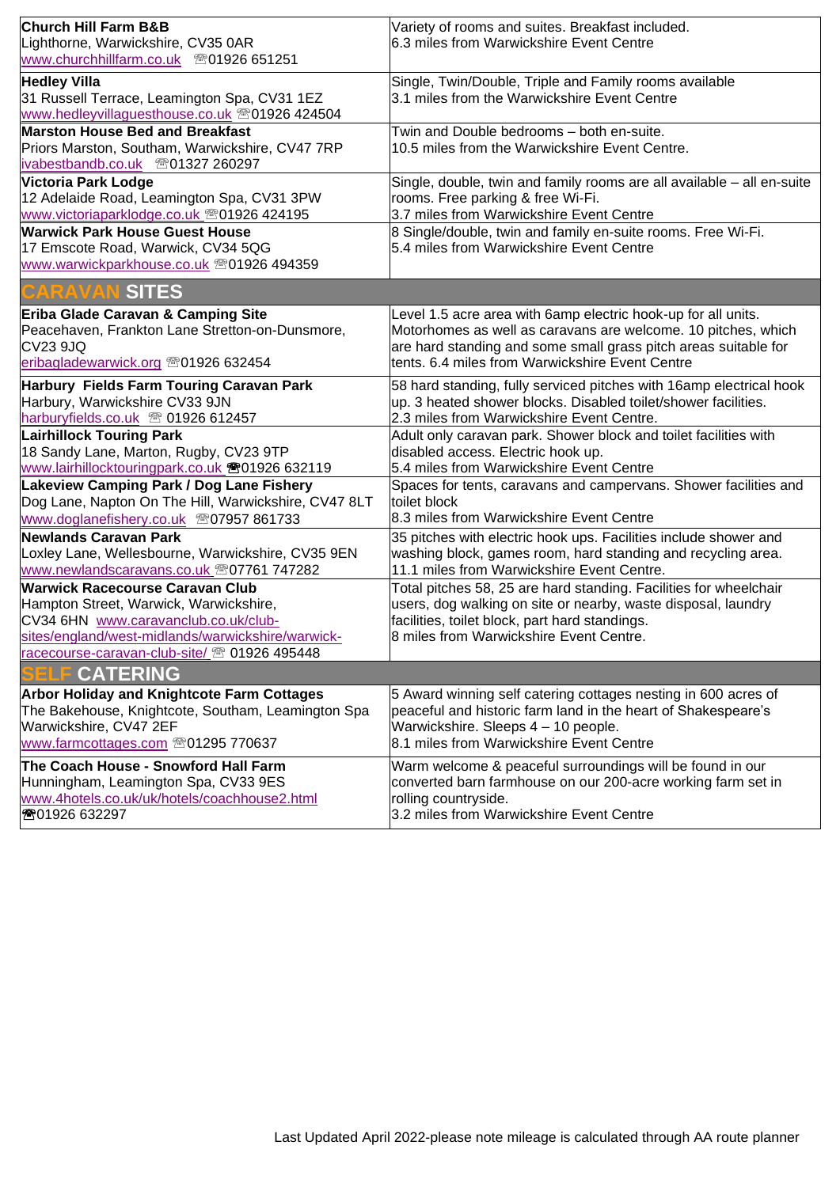| | |
|---|---|
| **Church Hill Farm B&B**<br>Lighthorne, Warwickshire, CV35 0AR<br>www.churchhillfarm.co.uk ☏01926 651251 | Variety of rooms and suites. Breakfast included.<br>6.3 miles from Warwickshire Event Centre |
| **Hedley Villa**<br>31 Russell Terrace, Leamington Spa, CV31 1EZ<br>www.hedleyvillaguesthouse.co.uk ☏01926 424504 | Single, Twin/Double, Triple and Family rooms available<br>3.1 miles from the Warwickshire Event Centre |
| **Marston House Bed and Breakfast**<br>Priors Marston, Southam, Warwickshire, CV47 7RP<br>ivabestbandb.co.uk ☏01327 260297 | Twin and Double bedrooms – both en-suite.<br>10.5 miles from the Warwickshire Event Centre. |
| **Victoria Park Lodge**<br>12 Adelaide Road, Leamington Spa, CV31 3PW<br>www.victoriaparklodge.co.uk ☏01926 424195 | Single, double, twin and family rooms are all available – all en-suite rooms. Free parking & free Wi-Fi.<br>3.7 miles from Warwickshire Event Centre |
| **Warwick Park House Guest House**<br>17 Emscote Road, Warwick, CV34 5QG<br>www.warwickparkhouse.co.uk ☏01926 494359 | 8 Single/double, twin and family en-suite rooms. Free Wi-Fi.<br>5.4 miles from Warwickshire Event Centre |

## CARAVAN SITES

| | |
|---|---|
| **Eriba Glade Caravan & Camping Site**<br>Peacehaven, Frankton Lane Stretton-on-Dunsmore, CV23 9JQ<br>eribagladewarwick.org ☏01926 632454 | Level 1.5 acre area with 6amp electric hook-up for all units. Motorhomes as well as caravans are welcome. 10 pitches, which are hard standing and some small grass pitch areas suitable for tents. 6.4 miles from Warwickshire Event Centre |
| **Harbury Fields Farm Touring Caravan Park**<br>Harbury, Warwickshire CV33 9JN<br>harburyfields.co.uk ☏ 01926 612457 | 58 hard standing, fully serviced pitches with 16amp electrical hook up. 3 heated shower blocks. Disabled toilet/shower facilities.<br>2.3 miles from Warwickshire Event Centre. |
| **Lairhillock Touring Park**<br>18 Sandy Lane, Marton, Rugby, CV23 9TP<br>www.lairhillocktouringpark.co.uk ☏01926 632119 | Adult only caravan park. Shower block and toilet facilities with disabled access. Electric hook up.<br>5.4 miles from Warwickshire Event Centre |
| **Lakeview Camping Park / Dog Lane Fishery**<br>Dog Lane, Napton On The Hill, Warwickshire, CV47 8LT<br>www.doglanefishery.co.uk ☏07957 861733 | Spaces for tents, caravans and campervans. Shower facilities and toilet block<br>8.3 miles from Warwickshire Event Centre |
| **Newlands Caravan Park**<br>Loxley Lane, Wellesbourne, Warwickshire, CV35 9EN<br>www.newlandscaravans.co.uk ☏07761 747282 | 35 pitches with electric hook ups. Facilities include shower and washing block, games room, hard standing and recycling area.<br>11.1 miles from Warwickshire Event Centre. |
| **Warwick Racecourse Caravan Club**<br>Hampton Street, Warwick, Warwickshire, CV34 6HN www.caravanclub.co.uk/club-sites/england/west-midlands/warwickshire/warwick-racecourse-caravan-club-site/ ☏ 01926 495448 | Total pitches 58, 25 are hard standing. Facilities for wheelchair users, dog walking on site or nearby, waste disposal, laundry facilities, toilet block, part hard standings.<br>8 miles from Warwickshire Event Centre. |

## SELF CATERING

| | |
|---|---|
| **Arbor Holiday and Knightcote Farm Cottages**<br>The Bakehouse, Knightcote, Southam, Leamington Spa Warwickshire, CV47 2EF<br>www.farmcottages.com ☏01295 770637 | 5 Award winning self catering cottages nesting in 600 acres of peaceful and historic farm land in the heart of Shakespeare's Warwickshire. Sleeps 4 – 10 people.<br>8.1 miles from Warwickshire Event Centre |
| **The Coach House - Snowford Hall Farm**<br>Hunningham, Leamington Spa, CV33 9ES<br>www.4hotels.co.uk/uk/hotels/coachhouse2.html<br>☏01926 632297 | Warm welcome & peaceful surroundings will be found in our converted barn farmhouse on our 200-acre working farm set in rolling countryside.<br>3.2 miles from Warwickshire Event Centre |

Last Updated April 2022-please note mileage is calculated through AA route planner